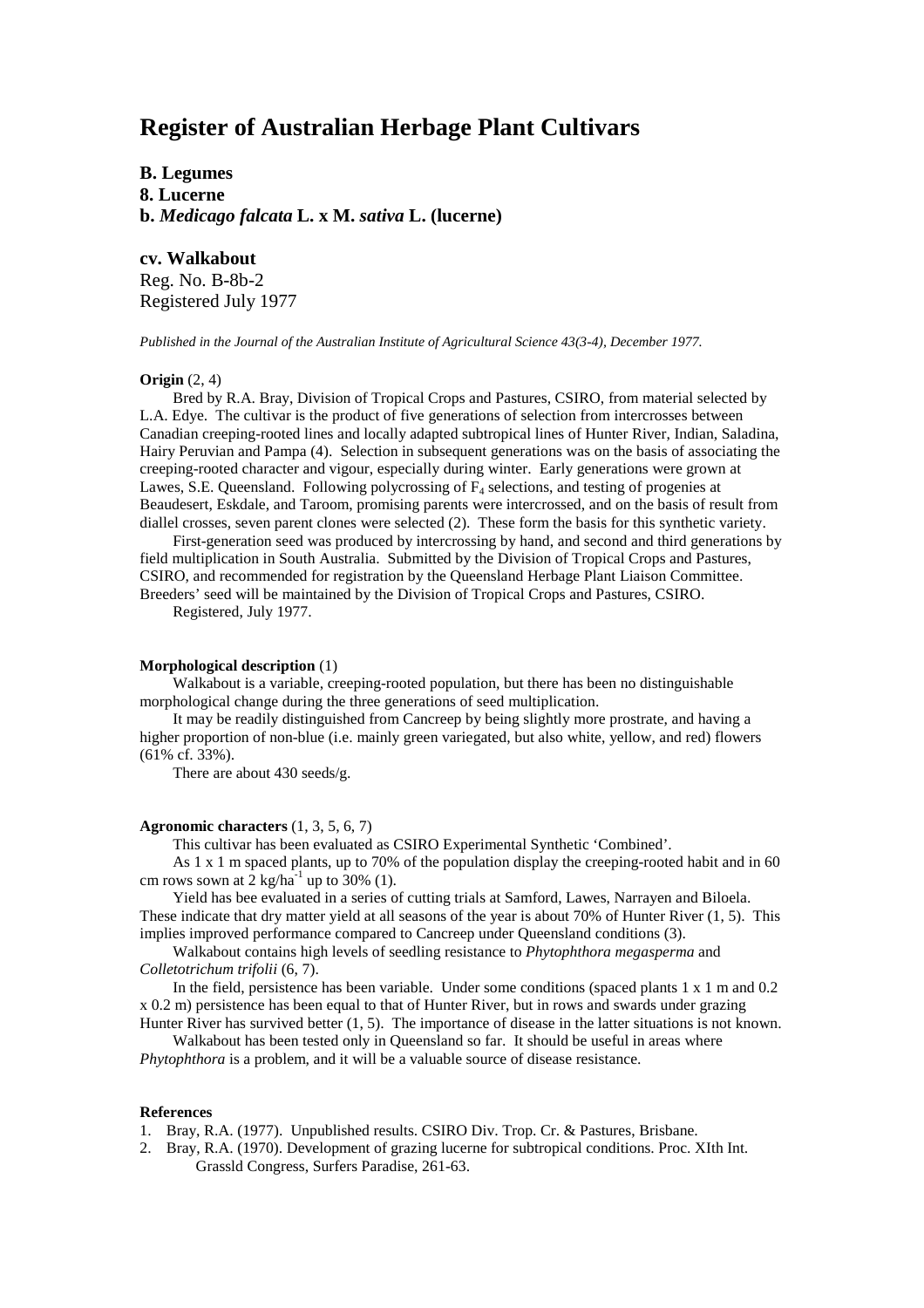# Register of Australian Herbage Plant Cultivars

**B. Legumes**
**8. Lucerne**
**b.** ***Medicago falcata*** **L. x M.** ***sativa*** **L. (lucerne)**

**cv. Walkabout**
Reg. No. B-8b-2
Registered July 1977

*Published in the Journal of the Australian Institute of Agricultural Science 43(3-4), December 1977.*

**Origin** (2, 4)

Bred by R.A. Bray, Division of Tropical Crops and Pastures, CSIRO, from material selected by L.A. Edye. The cultivar is the product of five generations of selection from intercrosses between Canadian creeping-rooted lines and locally adapted subtropical lines of Hunter River, Indian, Saladina, Hairy Peruvian and Pampa (4). Selection in subsequent generations was on the basis of associating the creeping-rooted character and vigour, especially during winter. Early generations were grown at Lawes, S.E. Queensland. Following polycrossing of $F_4$ selections, and testing of progenies at Beaudesert, Eskdale, and Taroom, promising parents were intercrossed, and on the basis of result from diallel crosses, seven parent clones were selected (2). These form the basis for this synthetic variety.

First-generation seed was produced by intercrossing by hand, and second and third generations by field multiplication in South Australia. Submitted by the Division of Tropical Crops and Pastures, CSIRO, and recommended for registration by the Queensland Herbage Plant Liaison Committee. Breeders' seed will be maintained by the Division of Tropical Crops and Pastures, CSIRO.

Registered, July 1977.

**Morphological description** (1)

Walkabout is a variable, creeping-rooted population, but there has been no distinguishable morphological change during the three generations of seed multiplication.

It may be readily distinguished from Cancreep by being slightly more prostrate, and having a higher proportion of non-blue (i.e. mainly green variegated, but also white, yellow, and red) flowers (61% cf. 33%).

There are about 430 seeds/g.

**Agronomic characters** (1, 3, 5, 6, 7)

This cultivar has been evaluated as CSIRO Experimental Synthetic 'Combined'.

As 1 x 1 m spaced plants, up to 70% of the population display the creeping-rooted habit and in 60 cm rows sown at 2 kg/ha$^{-1}$ up to 30% (1).

Yield has bee evaluated in a series of cutting trials at Samford, Lawes, Narrayen and Biloela. These indicate that dry matter yield at all seasons of the year is about 70% of Hunter River (1, 5). This implies improved performance compared to Cancreep under Queensland conditions (3).

Walkabout contains high levels of seedling resistance to *Phytophthora megasperma* and *Colletotrichum trifolii* (6, 7).

In the field, persistence has been variable. Under some conditions (spaced plants 1 x 1 m and 0.2 x 0.2 m) persistence has been equal to that of Hunter River, but in rows and swards under grazing Hunter River has survived better (1, 5). The importance of disease in the latter situations is not known.

Walkabout has been tested only in Queensland so far. It should be useful in areas where *Phytophthora* is a problem, and it will be a valuable source of disease resistance.

**References**

1. Bray, R.A. (1977). Unpublished results. CSIRO Div. Trop. Cr. & Pastures, Brisbane.
2. Bray, R.A. (1970). Development of grazing lucerne for subtropical conditions. Proc. XIth Int. Grassld Congress, Surfers Paradise, 261-63.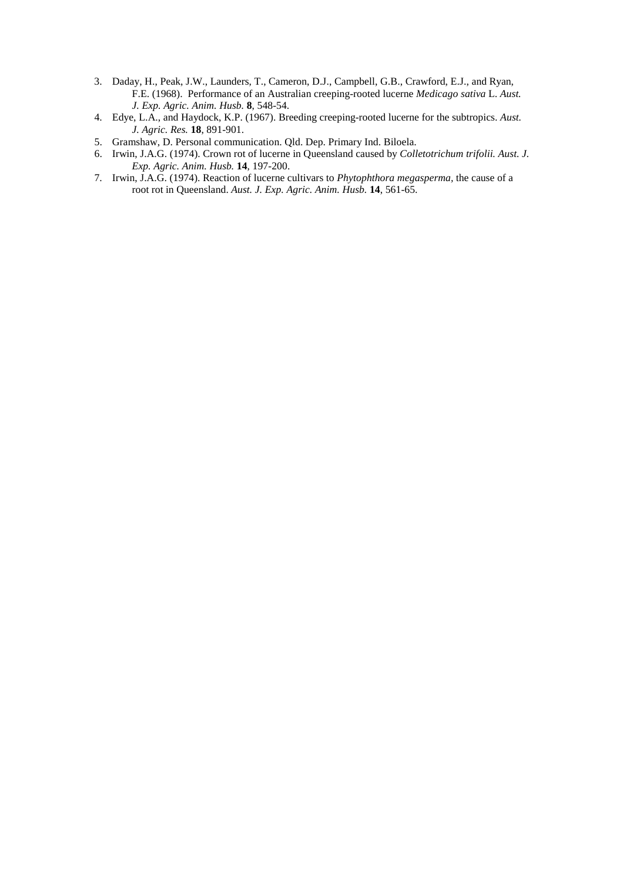3. Daday, H., Peak, J.W., Launders, T., Cameron, D.J., Campbell, G.B., Crawford, E.J., and Ryan, F.E. (1968). Performance of an Australian creeping-rooted lucerne *Medicago sativa* L. *Aust. J. Exp. Agric. Anim. Husb.* **8**, 548-54.
4. Edye, L.A., and Haydock, K.P. (1967). Breeding creeping-rooted lucerne for the subtropics. *Aust. J. Agric. Res.* **18**, 891-901.
5. Gramshaw, D. Personal communication. Qld. Dep. Primary Ind. Biloela.
6. Irwin, J.A.G. (1974). Crown rot of lucerne in Queensland caused by *Colletotrichum trifolii. Aust. J. Exp. Agric. Anim. Husb.* **14**, 197-200.
7. Irwin, J.A.G. (1974). Reaction of lucerne cultivars to *Phytophthora megasperma,* the cause of a root rot in Queensland. *Aust. J. Exp. Agric. Anim. Husb.* **14**, 561-65.